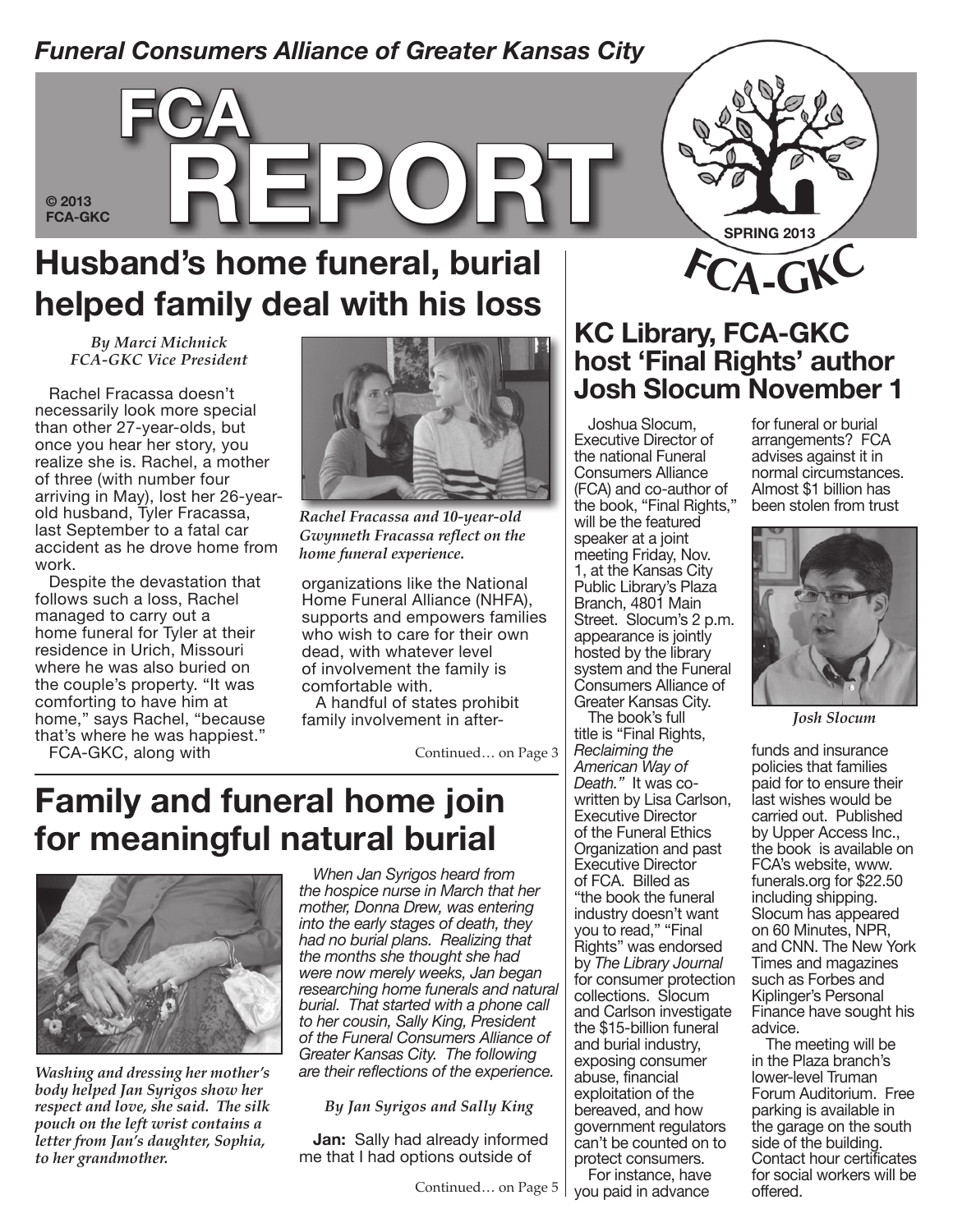*Funeral Consumers Alliance of Greater Kansas City*

# FCA REPORT

© 2013 FCA-GKC

SPRING 2013

FCA-GKC

## Husband's home funeral, burial helped family deal with his loss

*By Marci Michnick*
*FCA-GKC Vice President*

Rachel Fracassa doesn't necessarily look more special than other 27-year-olds, but once you hear her story, you realize she is. Rachel, a mother of three (with number four arriving in May), lost her 26-year-old husband, Tyler Fracassa, last September to a fatal car accident as he drove home from work.

Despite the devastation that follows such a loss, Rachel managed to carry out a home funeral for Tyler at their residence in Urich, Missouri where he was also buried on the couple's property. "It was comforting to have him at home," says Rachel, "because that's where he was happiest."

FCA-GKC, along with organizations like the National Home Funeral Alliance (NHFA), supports and empowers families who wish to care for their own dead, with whatever level of involvement the family is comfortable with.

*Rachel Fracassa and 10-year-old Gwynneth Fracassa reflect on the home funeral experience.*

A handful of states prohibit family involvement in after-

Continued… on Page 3

## Family and funeral home join for meaningful natural burial

*Washing and dressing her mother's body helped Jan Syrigos show her respect and love, she said. The silk pouch on the left wrist contains a letter from Jan's daughter, Sophia, to her grandmother.*

*When Jan Syrigos heard from the hospice nurse in March that her mother, Donna Drew, was entering into the early stages of death, they had no burial plans. Realizing that the months she thought she had were now merely weeks, Jan began researching home funerals and natural burial. That started with a phone call to her cousin, Sally King, President of the Funeral Consumers Alliance of Greater Kansas City. The following are their reflections of the experience.*

*By Jan Syrigos and Sally King*

**Jan:** Sally had already informed me that I had options outside of

Continued… on Page 5

## KC Library, FCA-GKC host 'Final Rights' author Josh Slocum November 1

Joshua Slocum, Executive Director of the national Funeral Consumers Alliance (FCA) and co-author of the book, "Final Rights," will be the featured speaker at a joint meeting Friday, Nov. 1, at the Kansas City Public Library's Plaza Branch, 4801 Main Street. Slocum's 2 p.m. appearance is jointly hosted by the library system and the Funeral Consumers Alliance of Greater Kansas City.

The book's full title is "Final Rights, *Reclaiming the American Way of Death.*" It was co-written by Lisa Carlson, Executive Director of the Funeral Ethics Organization and past Executive Director of FCA. Billed as "the book the funeral industry doesn't want you to read," "Final Rights" was endorsed by *The Library Journal* for consumer protection collections. Slocum and Carlson investigate the $15-billion funeral and burial industry, exposing consumer abuse, financial exploitation of the bereaved, and how government regulators can't be counted on to protect consumers.

For instance, have you paid in advance for funeral or burial arrangements? FCA advises against it in normal circumstances. Almost $1 billion has been stolen from trust funds and insurance policies that families paid for to ensure their last wishes would be carried out. Published by Upper Access Inc., the book is available on FCA's website, www.funerals.org for $22.50 including shipping. Slocum has appeared on 60 Minutes, NPR, and CNN. The New York Times and magazines such as Forbes and Kiplinger's Personal Finance have sought his advice.

*Josh Slocum*

The meeting will be in the Plaza branch's lower-level Truman Forum Auditorium. Free parking is available in the garage on the south side of the building. Contact hour certificates for social workers will be offered.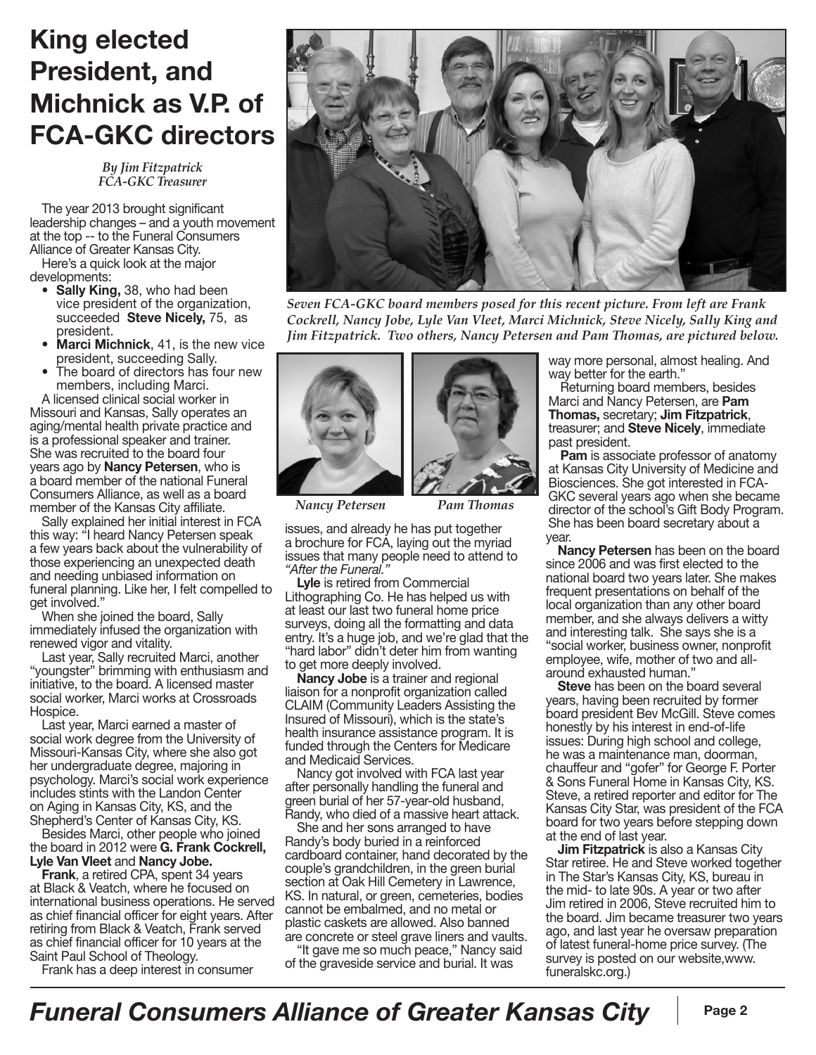# King elected President, and Michnick as V.P. of FCA-GKC directors

*By Jim Fitzpatrick*
*FCA-GKC Treasurer*

The year 2013 brought significant leadership changes – and a youth movement at the top -- to the Funeral Consumers Alliance of Greater Kansas City.

Here's a quick look at the major developments:

- **Sally King,** 38, who had been vice president of the organization, succeeded **Steve Nicely,** 75, as president.
- **Marci Michnick**, 41, is the new vice president, succeeding Sally.
- The board of directors has four new members, including Marci.

A licensed clinical social worker in Missouri and Kansas, Sally operates an aging/mental health private practice and is a professional speaker and trainer. She was recruited to the board four years ago by **Nancy Petersen**, who is a board member of the national Funeral Consumers Alliance, as well as a board member of the Kansas City affiliate.

Sally explained her initial interest in FCA this way: "I heard Nancy Petersen speak a few years back about the vulnerability of those experiencing an unexpected death and needing unbiased information on funeral planning. Like her, I felt compelled to get involved."

When she joined the board, Sally immediately infused the organization with renewed vigor and vitality.

Last year, Sally recruited Marci, another "youngster" brimming with enthusiasm and initiative, to the board. A licensed master social worker, Marci works at Crossroads Hospice.

Last year, Marci earned a master of social work degree from the University of Missouri-Kansas City, where she also got her undergraduate degree, majoring in psychology. Marci's social work experience includes stints with the Landon Center on Aging in Kansas City, KS, and the Shepherd's Center of Kansas City, KS.

Besides Marci, other people who joined the board in 2012 were **G. Frank Cockrell, Lyle Van Vleet** and **Nancy Jobe.**

**Frank**, a retired CPA, spent 34 years at Black & Veatch, where he focused on international business operations. He served as chief financial officer for eight years. After retiring from Black & Veatch, Frank served as chief financial officer for 10 years at the Saint Paul School of Theology.

Frank has a deep interest in consumer issues, and already he has put together a brochure for FCA, laying out the myriad issues that many people need to attend to *"After the Funeral."*

*Seven FCA-GKC board members posed for this recent picture. From left are Frank Cockrell, Nancy Jobe, Lyle Van Vleet, Marci Michnick, Steve Nicely, Sally King and Jim Fitzpatrick. Two others, Nancy Petersen and Pam Thomas, are pictured below.*

*Nancy Petersen* *Pam Thomas*

**Lyle** is retired from Commercial Lithographing Co. He has helped us with at least our last two funeral home price surveys, doing all the formatting and data entry. It's a huge job, and we're glad that the "hard labor" didn't deter him from wanting to get more deeply involved.

**Nancy Jobe** is a trainer and regional liaison for a nonprofit organization called CLAIM (Community Leaders Assisting the Insured of Missouri), which is the state's health insurance assistance program. It is funded through the Centers for Medicare and Medicaid Services.

Nancy got involved with FCA last year after personally handling the funeral and green burial of her 57-year-old husband, Randy, who died of a massive heart attack.

She and her sons arranged to have Randy's body buried in a reinforced cardboard container, hand decorated by the couple's grandchildren, in the green burial section at Oak Hill Cemetery in Lawrence, KS. In natural, or green, cemeteries, bodies cannot be embalmed, and no metal or plastic caskets are allowed. Also banned are concrete or steel grave liners and vaults.

"It gave me so much peace," Nancy said of the graveside service and burial. It was way more personal, almost healing. And way better for the earth."

Returning board members, besides Marci and Nancy Petersen, are **Pam Thomas,** secretary; **Jim Fitzpatrick**, treasurer; and **Steve Nicely**, immediate past president.

**Pam** is associate professor of anatomy at Kansas City University of Medicine and Biosciences. She got interested in FCA-GKC several years ago when she became director of the school's Gift Body Program. She has been board secretary about a year.

**Nancy Petersen** has been on the board since 2006 and was first elected to the national board two years later. She makes frequent presentations on behalf of the local organization than any other board member, and she always delivers a witty and interesting talk. She says she is a "social worker, business owner, nonprofit employee, wife, mother of two and all-around exhausted human."

**Steve** has been on the board several years, having been recruited by former board president Bev McGill. Steve comes honestly by his interest in end-of-life issues: During high school and college, he was a maintenance man, doorman, chauffeur and "gofer" for George F. Porter & Sons Funeral Home in Kansas City, KS. Steve, a retired reporter and editor for The Kansas City Star, was president of the FCA board for two years before stepping down at the end of last year.

**Jim Fitzpatrick** is also a Kansas City Star retiree. He and Steve worked together in The Star's Kansas City, KS, bureau in the mid- to late 90s. A year or two after Jim retired in 2006, Steve recruited him to the board. Jim became treasurer two years ago, and last year he oversaw preparation of latest funeral-home price survey. (The survey is posted on our website,www.funeralskc.org.)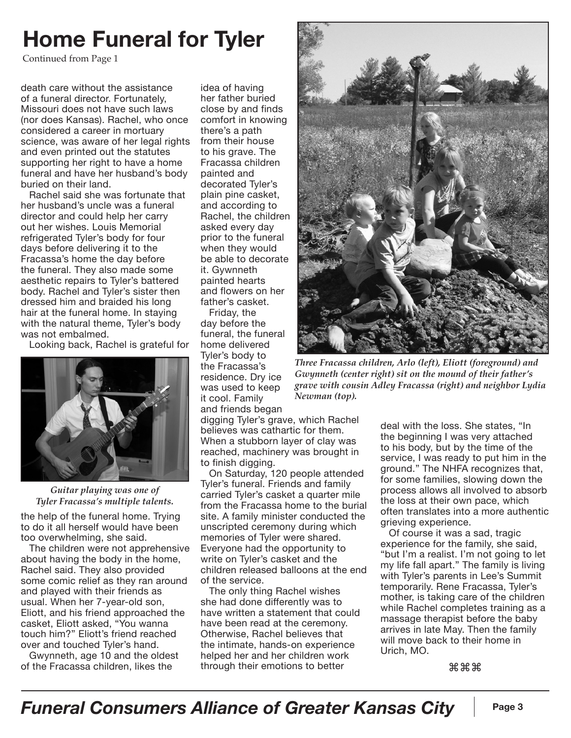# Home Funeral for Tyler

Continued from Page 1

death care without the assistance of a funeral director. Fortunately, Missouri does not have such laws (nor does Kansas). Rachel, who once considered a career in mortuary science, was aware of her legal rights and even printed out the statutes supporting her right to have a home funeral and have her husband's body buried on their land.

Rachel said she was fortunate that her husband's uncle was a funeral director and could help her carry out her wishes. Louis Memorial refrigerated Tyler's body for four days before delivering it to the Fracassa's home the day before the funeral. They also made some aesthetic repairs to Tyler's battered body. Rachel and Tyler's sister then dressed him and braided his long hair at the funeral home. In staying with the natural theme, Tyler's body was not embalmed.

Looking back, Rachel is grateful for the help of the funeral home. Trying to do it all herself would have been too overwhelming, she said.

*Guitar playing was one of Tyler Fracassa's multiple talents.*

The children were not apprehensive about having the body in the home, Rachel said. They also provided some comic relief as they ran around and played with their friends as usual. When her 7-year-old son, Eliott, and his friend approached the casket, Eliott asked, "You wanna touch him?" Eliott's friend reached over and touched Tyler's hand.

Gwynneth, age 10 and the oldest of the Fracassa children, likes the idea of having her father buried close by and finds comfort in knowing there's a path from their house to his grave. The Fracassa children painted and decorated Tyler's plain pine casket, and according to Rachel, the children asked every day prior to the funeral when they would be able to decorate it. Gywnneth painted hearts and flowers on her father's casket.

Friday, the day before the funeral, the funeral home delivered Tyler's body to the Fracassa's residence. Dry ice was used to keep it cool. Family and friends began digging Tyler's grave, which Rachel believes was cathartic for them. When a stubborn layer of clay was reached, machinery was brought in to finish digging.

*Three Fracassa children, Arlo (left), Eliott (foreground) and Gwynneth (center right) sit on the mound of their father's grave with cousin Adley Fracassa (right) and neighbor Lydia Newman (top).*

On Saturday, 120 people attended Tyler's funeral. Friends and family carried Tyler's casket a quarter mile from the Fracassa home to the burial site. A family minister conducted the unscripted ceremony during which memories of Tyler were shared. Everyone had the opportunity to write on Tyler's casket and the children released balloons at the end of the service.

The only thing Rachel wishes she had done differently was to have written a statement that could have been read at the ceremony. Otherwise, Rachel believes that the intimate, hands-on experience helped her and her children work through their emotions to better deal with the loss. She states, "In the beginning I was very attached to his body, but by the time of the service, I was ready to put him in the ground." The NHFA recognizes that, for some families, slowing down the process allows all involved to absorb the loss at their own pace, which often translates into a more authentic grieving experience.

Of course it was a sad, tragic experience for the family, she said, "but I'm a realist. I'm not going to let my life fall apart." The family is living with Tyler's parents in Lee's Summit temporarily. Rene Fracassa, Tyler's mother, is taking care of the children while Rachel completes training as a massage therapist before the baby arrives in late May. Then the family will move back to their home in Urich, MO.

⌘⌘⌘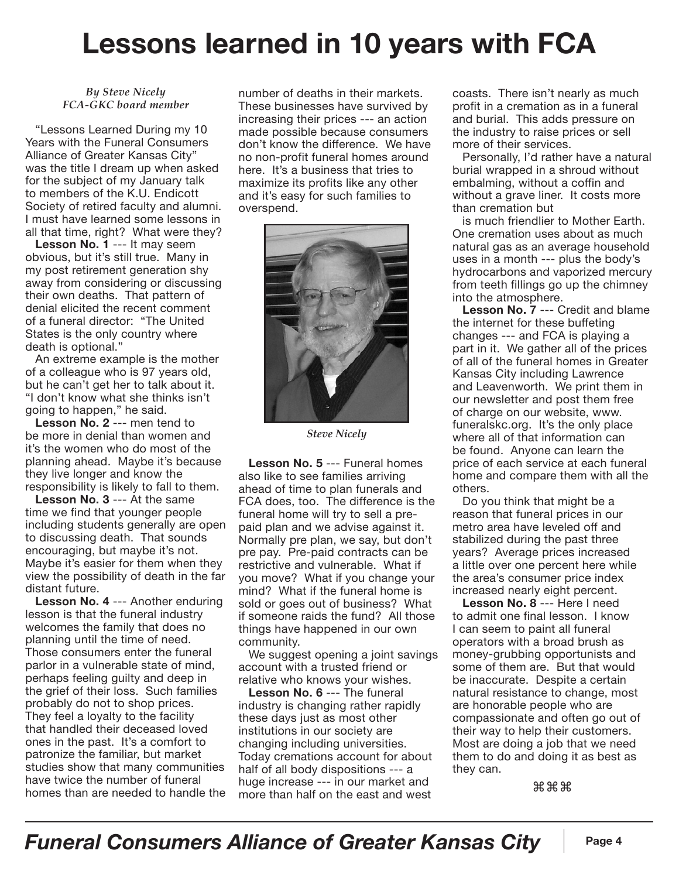# Lessons learned in 10 years with FCA

*By Steve Nicely*
*FCA-GKC board member*

"Lessons Learned During my 10 Years with the Funeral Consumers Alliance of Greater Kansas City" was the title I dream up when asked for the subject of my January talk to members of the K.U. Endicott Society of retired faculty and alumni. I must have learned some lessons in all that time, right? What were they?

**Lesson No. 1** --- It may seem obvious, but it's still true. Many in my post retirement generation shy away from considering or discussing their own deaths. That pattern of denial elicited the recent comment of a funeral director: "The United States is the only country where death is optional."

An extreme example is the mother of a colleague who is 97 years old, but he can't get her to talk about it. "I don't know what she thinks isn't going to happen," he said.

**Lesson No. 2** --- men tend to be more in denial than women and it's the women who do most of the planning ahead. Maybe it's because they live longer and know the responsibility is likely to fall to them.

**Lesson No. 3** --- At the same time we find that younger people including students generally are open to discussing death. That sounds encouraging, but maybe it's not. Maybe it's easier for them when they view the possibility of death in the far distant future.

**Lesson No. 4** --- Another enduring lesson is that the funeral industry welcomes the family that does no planning until the time of need. Those consumers enter the funeral parlor in a vulnerable state of mind, perhaps feeling guilty and deep in the grief of their loss. Such families probably do not to shop prices. They feel a loyalty to the facility that handled their deceased loved ones in the past. It's a comfort to patronize the familiar, but market studies show that many communities have twice the number of funeral homes than are needed to handle the number of deaths in their markets. These businesses have survived by increasing their prices --- an action made possible because consumers don't know the difference. We have no non-profit funeral homes around here. It's a business that tries to maximize its profits like any other and it's easy for such families to overspend.

*Steve Nicely*

**Lesson No. 5** --- Funeral homes also like to see families arriving ahead of time to plan funerals and FCA does, too. The difference is the funeral home will try to sell a pre-paid plan and we advise against it. Normally pre plan, we say, but don't pre pay. Pre-paid contracts can be restrictive and vulnerable. What if you move? What if you change your mind? What if the funeral home is sold or goes out of business? What if someone raids the fund? All those things have happened in our own community.

We suggest opening a joint savings account with a trusted friend or relative who knows your wishes.

**Lesson No. 6** --- The funeral industry is changing rather rapidly these days just as most other institutions in our society are changing including universities. Today cremations account for about half of all body dispositions --- a huge increase --- in our market and more than half on the east and west coasts. There isn't nearly as much profit in a cremation as in a funeral and burial. This adds pressure on the industry to raise prices or sell more of their services.

Personally, I'd rather have a natural burial wrapped in a shroud without embalming, without a coffin and without a grave liner. It costs more than cremation but is much friendlier to Mother Earth. One cremation uses about as much natural gas as an average household uses in a month --- plus the body's hydrocarbons and vaporized mercury from teeth fillings go up the chimney into the atmosphere.

**Lesson No. 7** --- Credit and blame the internet for these buffeting changes --- and FCA is playing a part in it. We gather all of the prices of all of the funeral homes in Greater Kansas City including Lawrence and Leavenworth. We print them in our newsletter and post them free of charge on our website, www.funeralskc.org. It's the only place where all of that information can be found. Anyone can learn the price of each service at each funeral home and compare them with all the others.

Do you think that might be a reason that funeral prices in our metro area have leveled off and stabilized during the past three years? Average prices increased a little over one percent here while the area's consumer price index increased nearly eight percent.

**Lesson No. 8** --- Here I need to admit one final lesson. I know I can seem to paint all funeral operators with a broad brush as money-grubbing opportunists and some of them are. But that would be inaccurate. Despite a certain natural resistance to change, most are honorable people who are compassionate and often go out of their way to help their customers. Most are doing a job that we need them to do and doing it as best as they can.

⌘⌘⌘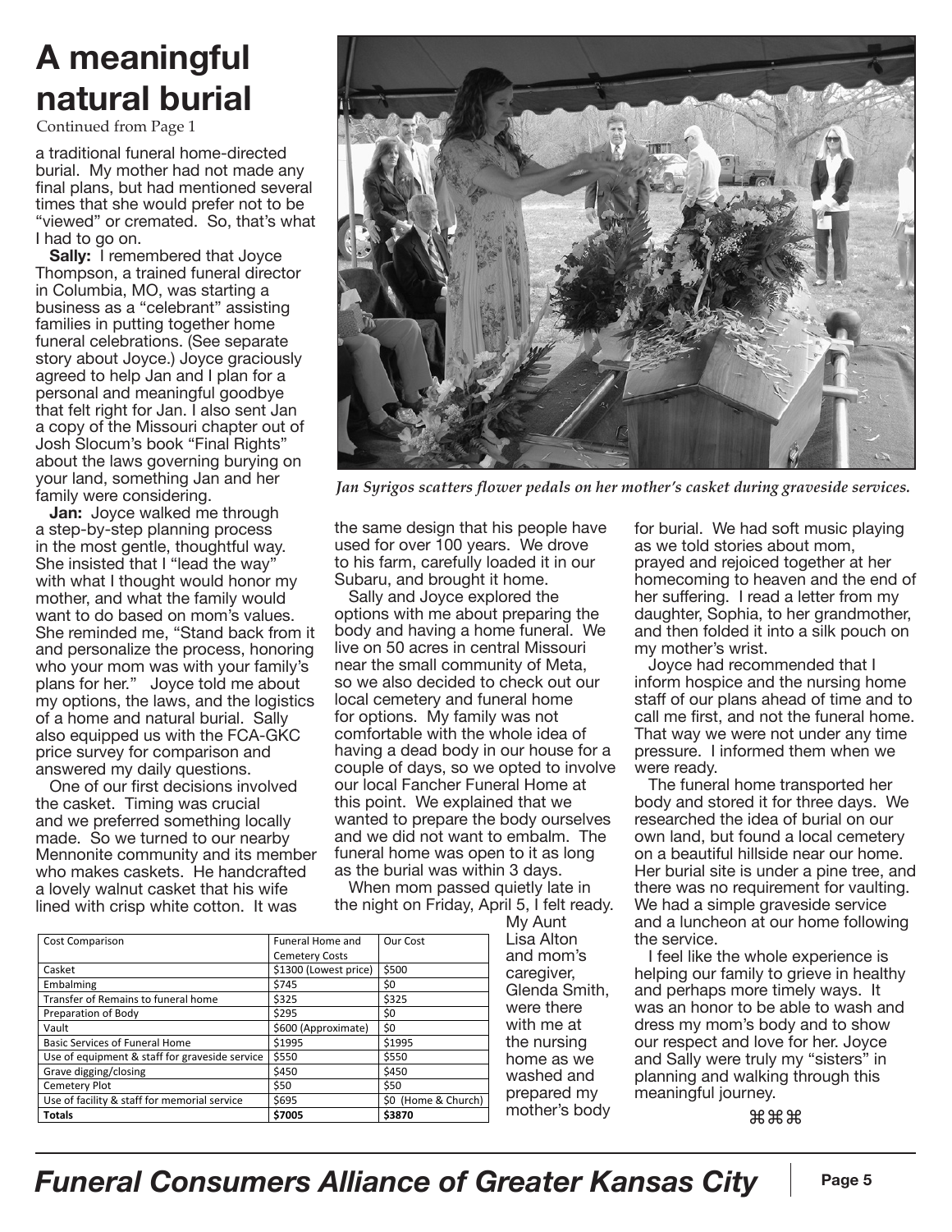# A meaningful natural burial

Continued from Page 1

a traditional funeral home-directed burial. My mother had not made any final plans, but had mentioned several times that she would prefer not to be "viewed" or cremated. So, that's what I had to go on.

**Sally:** I remembered that Joyce Thompson, a trained funeral director in Columbia, MO, was starting a business as a "celebrant" assisting families in putting together home funeral celebrations. (See separate story about Joyce.) Joyce graciously agreed to help Jan and I plan for a personal and meaningful goodbye that felt right for Jan. I also sent Jan a copy of the Missouri chapter out of Josh Slocum's book "Final Rights" about the laws governing burying on your land, something Jan and her family were considering.

**Jan:** Joyce walked me through a step-by-step planning process in the most gentle, thoughtful way. She insisted that I "lead the way" with what I thought would honor my mother, and what the family would want to do based on mom's values. She reminded me, "Stand back from it and personalize the process, honoring who your mom was with your family's plans for her." Joyce told me about my options, the laws, and the logistics of a home and natural burial. Sally also equipped us with the FCA-GKC price survey for comparison and answered my daily questions.

One of our first decisions involved the casket. Timing was crucial and we preferred something locally made. So we turned to our nearby Mennonite community and its member who makes caskets. He handcrafted a lovely walnut casket that his wife lined with crisp white cotton. It was the same design that his people have used for over 100 years. We drove to his farm, carefully loaded it in our Subaru, and brought it home.

*Jan Syrigos scatters flower pedals on her mother's casket during graveside services.*

Sally and Joyce explored the options with me about preparing the body and having a home funeral. We live on 50 acres in central Missouri near the small community of Meta, so we also decided to check out our local cemetery and funeral home for options. My family was not comfortable with the whole idea of having a dead body in our house for a couple of days, so we opted to involve our local Fancher Funeral Home at this point. We explained that we wanted to prepare the body ourselves and we did not want to embalm. The funeral home was open to it as long as the burial was within 3 days.

When mom passed quietly late in the night on Friday, April 5, I felt ready. My Aunt Lisa Alton and mom's caregiver, Glenda Smith, were there with me at the nursing home as we washed and prepared my mother's body for burial. We had soft music playing as we told stories about mom, prayed and rejoiced together at her homecoming to heaven and the end of her suffering. I read a letter from my daughter, Sophia, to her grandmother, and then folded it into a silk pouch on my mother's wrist.

| Cost Comparison | Funeral Home and Cemetery Costs | Our Cost |
|---|---|---|
| Casket | \$1300 (Lowest price) | \$500 |
| Embalming | \$745 | \$0 |
| Transfer of Remains to funeral home | \$325 | \$325 |
| Preparation of Body | \$295 | \$0 |
| Vault | \$600 (Approximate) | \$0 |
| Basic Services of Funeral Home | \$1995 | \$1995 |
| Use of equipment & staff for graveside service | \$550 | \$550 |
| Grave digging/closing | \$450 | \$450 |
| Cemetery Plot | \$50 | \$50 |
| Use of facility & staff for memorial service | \$695 | \$0 (Home & Church) |
| **Totals** | **\$7005** | **\$3870** |

Joyce had recommended that I inform hospice and the nursing home staff of our plans ahead of time and to call me first, and not the funeral home. That way we were not under any time pressure. I informed them when we were ready.

The funeral home transported her body and stored it for three days. We researched the idea of burial on our own land, but found a local cemetery on a beautiful hillside near our home. Her burial site is under a pine tree, and there was no requirement for vaulting. We had a simple graveside service and a luncheon at our home following the service.

I feel like the whole experience is helping our family to grieve in healthy and perhaps more timely ways. It was an honor to be able to wash and dress my mom's body and to show our respect and love for her. Joyce and Sally were truly my "sisters" in planning and walking through this meaningful journey.

⌘⌘⌘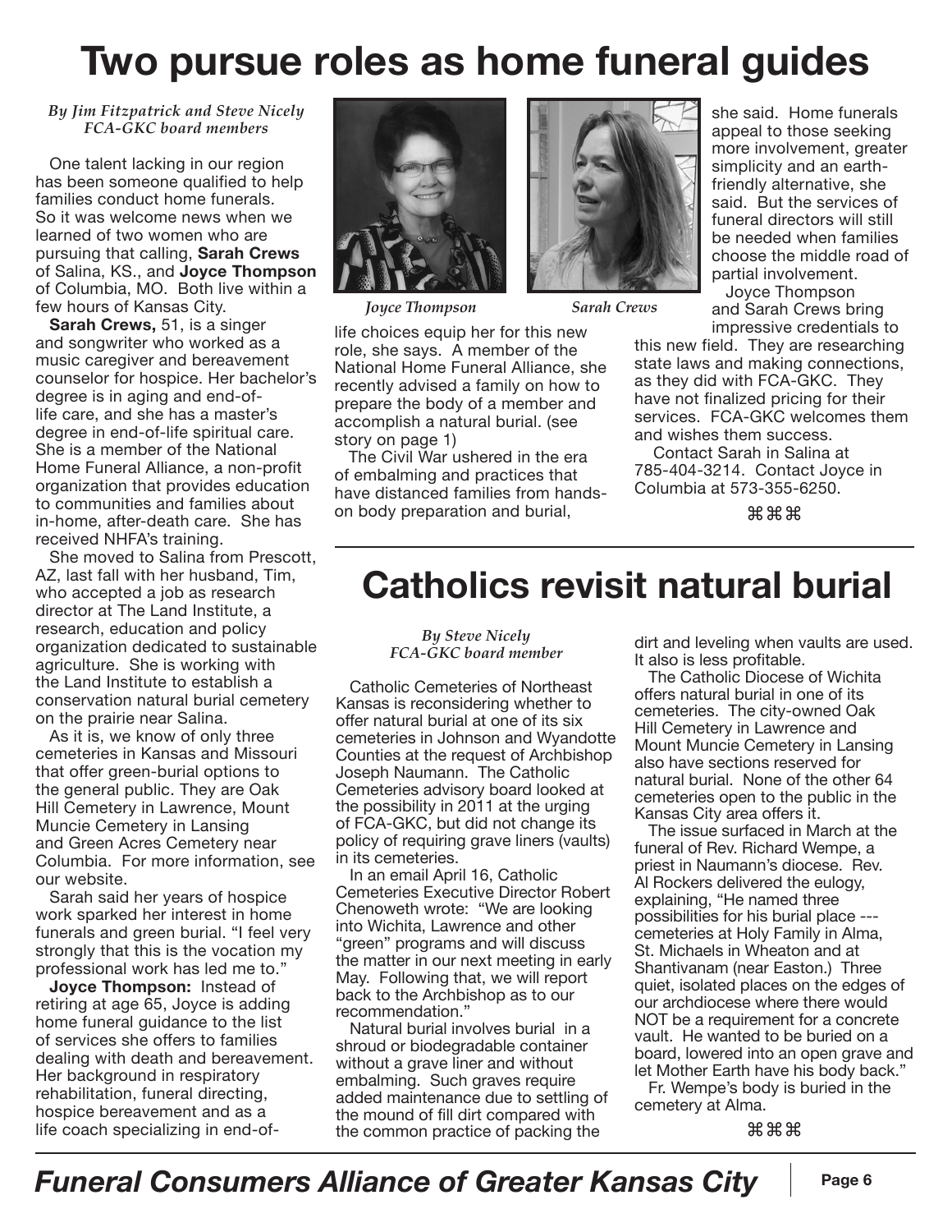# Two pursue roles as home funeral guides

*By Jim Fitzpatrick and Steve Nicely*
*FCA-GKC board members*

One talent lacking in our region has been someone qualified to help families conduct home funerals. So it was welcome news when we learned of two women who are pursuing that calling, **Sarah Crews** of Salina, KS., and **Joyce Thompson** of Columbia, MO. Both live within a few hours of Kansas City.

**Sarah Crews,** 51, is a singer and songwriter who worked as a music caregiver and bereavement counselor for hospice. Her bachelor's degree is in aging and end-of-life care, and she has a master's degree in end-of-life spiritual care. She is a member of the National Home Funeral Alliance, a non-profit organization that provides education to communities and families about in-home, after-death care. She has received NHFA's training.

She moved to Salina from Prescott, AZ, last fall with her husband, Tim, who accepted a job as research director at The Land Institute, a research, education and policy organization dedicated to sustainable agriculture. She is working with the Land Institute to establish a conservation natural burial cemetery on the prairie near Salina.

As it is, we know of only three cemeteries in Kansas and Missouri that offer green-burial options to the general public. They are Oak Hill Cemetery in Lawrence, Mount Muncie Cemetery in Lansing and Green Acres Cemetery near Columbia. For more information, see our website.

Sarah said her years of hospice work sparked her interest in home funerals and green burial. "I feel very strongly that this is the vocation my professional work has led me to."

**Joyce Thompson:** Instead of retiring at age 65, Joyce is adding home funeral guidance to the list of services she offers to families dealing with death and bereavement. Her background in respiratory rehabilitation, funeral directing, hospice bereavement and as a life coach specializing in end-of-life choices equip her for this new role, she says. A member of the National Home Funeral Alliance, she recently advised a family on how to prepare the body of a member and accomplish a natural burial. (see story on page 1)

*Joyce Thompson* *Sarah Crews*

The Civil War ushered in the era of embalming and practices that have distanced families from hands-on body preparation and burial, she said. Home funerals appeal to those seeking more involvement, greater simplicity and an earth-friendly alternative, she said. But the services of funeral directors will still be needed when families choose the middle road of partial involvement.

Joyce Thompson and Sarah Crews bring impressive credentials to this new field. They are researching state laws and making connections, as they did with FCA-GKC. They have not finalized pricing for their services. FCA-GKC welcomes them and wishes them success.

Contact Sarah in Salina at 785-404-3214. Contact Joyce in Columbia at 573-355-6250.

⌘⌘⌘

# Catholics revisit natural burial

*By Steve Nicely*
*FCA-GKC board member*

Catholic Cemeteries of Northeast Kansas is reconsidering whether to offer natural burial at one of its six cemeteries in Johnson and Wyandotte Counties at the request of Archbishop Joseph Naumann. The Catholic Cemeteries advisory board looked at the possibility in 2011 at the urging of FCA-GKC, but did not change its policy of requiring grave liners (vaults) in its cemeteries.

In an email April 16, Catholic Cemeteries Executive Director Robert Chenoweth wrote: "We are looking into Wichita, Lawrence and other "green" programs and will discuss the matter in our next meeting in early May. Following that, we will report back to the Archbishop as to our recommendation."

Natural burial involves burial in a shroud or biodegradable container without a grave liner and without embalming. Such graves require added maintenance due to settling of the mound of fill dirt compared with the common practice of packing the dirt and leveling when vaults are used. It also is less profitable.

The Catholic Diocese of Wichita offers natural burial in one of its cemeteries. The city-owned Oak Hill Cemetery in Lawrence and Mount Muncie Cemetery in Lansing also have sections reserved for natural burial. None of the other 64 cemeteries open to the public in the Kansas City area offers it.

The issue surfaced in March at the funeral of Rev. Richard Wempe, a priest in Naumann's diocese. Rev. Al Rockers delivered the eulogy, explaining, "He named three possibilities for his burial place --- cemeteries at Holy Family in Alma, St. Michaels in Wheaton and at Shantivanam (near Easton.) Three quiet, isolated places on the edges of our archdiocese where there would NOT be a requirement for a concrete vault. He wanted to be buried on a board, lowered into an open grave and let Mother Earth have his body back."

Fr. Wempe's body is buried in the cemetery at Alma.

⌘⌘⌘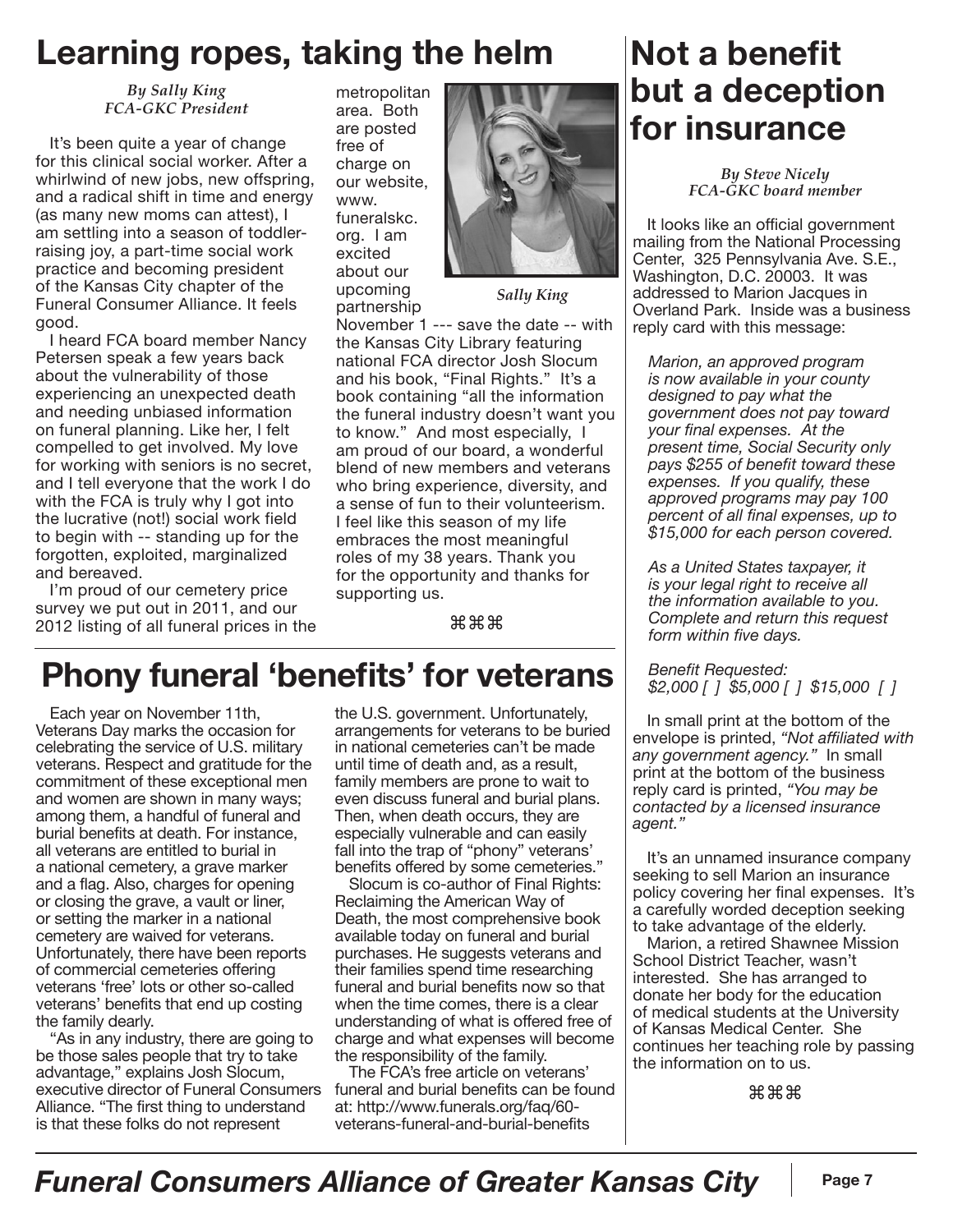## Learning ropes, taking the helm

*By Sally King*
*FCA-GKC President*

It's been quite a year of change for this clinical social worker. After a whirlwind of new jobs, new offspring, and a radical shift in time and energy (as many new moms can attest), I am settling into a season of toddler-raising joy, a part-time social work practice and becoming president of the Kansas City chapter of the Funeral Consumer Alliance. It feels good.

I heard FCA board member Nancy Petersen speak a few years back about the vulnerability of those experiencing an unexpected death and needing unbiased information on funeral planning. Like her, I felt compelled to get involved. My love for working with seniors is no secret, and I tell everyone that the work I do with the FCA is truly why I got into the lucrative (not!) social work field to begin with -- standing up for the forgotten, exploited, marginalized and bereaved.

I'm proud of our cemetery price survey we put out in 2011, and our 2012 listing of all funeral prices in the metropolitan area. Both are posted free of charge on our website, www.funeralskc.org. I am excited about our upcoming partnership November 1 --- save the date -- with the Kansas City Library featuring national FCA director Josh Slocum and his book, "Final Rights." It's a book containing "all the information the funeral industry doesn't want you to know." And most especially, I am proud of our board, a wonderful blend of new members and veterans who bring experience, diversity, and a sense of fun to their volunteerism. I feel like this season of my life embraces the most meaningful roles of my 38 years. Thank you for the opportunity and thanks for supporting us.

*Sally King*

⌘⌘⌘

## Phony funeral 'benefits' for veterans

Each year on November 11th, Veterans Day marks the occasion for celebrating the service of U.S. military veterans. Respect and gratitude for the commitment of these exceptional men and women are shown in many ways; among them, a handful of funeral and burial benefits at death. For instance, all veterans are entitled to burial in a national cemetery, a grave marker and a flag. Also, charges for opening or closing the grave, a vault or liner, or setting the marker in a national cemetery are waived for veterans. Unfortunately, there have been reports of commercial cemeteries offering veterans 'free' lots or other so-called veterans' benefits that end up costing the family dearly.

"As in any industry, there are going to be those sales people that try to take advantage," explains Josh Slocum, executive director of Funeral Consumers Alliance. "The first thing to understand is that these folks do not represent the U.S. government. Unfortunately, arrangements for veterans to be buried in national cemeteries can't be made until time of death and, as a result, family members are prone to wait to even discuss funeral and burial plans. Then, when death occurs, they are especially vulnerable and can easily fall into the trap of "phony" veterans' benefits offered by some cemeteries."

Slocum is co-author of Final Rights: Reclaiming the American Way of Death, the most comprehensive book available today on funeral and burial purchases. He suggests veterans and their families spend time researching funeral and burial benefits now so that when the time comes, there is a clear understanding of what is offered free of charge and what expenses will become the responsibility of the family.

The FCA's free article on veterans' funeral and burial benefits can be found at: http://www.funerals.org/faq/60-veterans-funeral-and-burial-benefits

## Not a benefit but a deception for insurance

*By Steve Nicely*
*FCA-GKC board member*

It looks like an official government mailing from the National Processing Center, 325 Pennsylvania Ave. S.E., Washington, D.C. 20003. It was addressed to Marion Jacques in Overland Park. Inside was a business reply card with this message:

*Marion, an approved program is now available in your county designed to pay what the government does not pay toward your final expenses. At the present time, Social Security only pays $255 of benefit toward these expenses. If you qualify, these approved programs may pay 100 percent of all final expenses, up to $15,000 for each person covered.*

*As a United States taxpayer, it is your legal right to receive all the information available to you. Complete and return this request form within five days.*

*Benefit Requested:*
*$2,000 [ ] $5,000 [ ] $15,000 [ ]*

In small print at the bottom of the envelope is printed, *"Not affiliated with any government agency."* In small print at the bottom of the business reply card is printed, *"You may be contacted by a licensed insurance agent."*

It's an unnamed insurance company seeking to sell Marion an insurance policy covering her final expenses. It's a carefully worded deception seeking to take advantage of the elderly.

Marion, a retired Shawnee Mission School District Teacher, wasn't interested. She has arranged to donate her body for the education of medical students at the University of Kansas Medical Center. She continues her teaching role by passing the information on to us.

⌘⌘⌘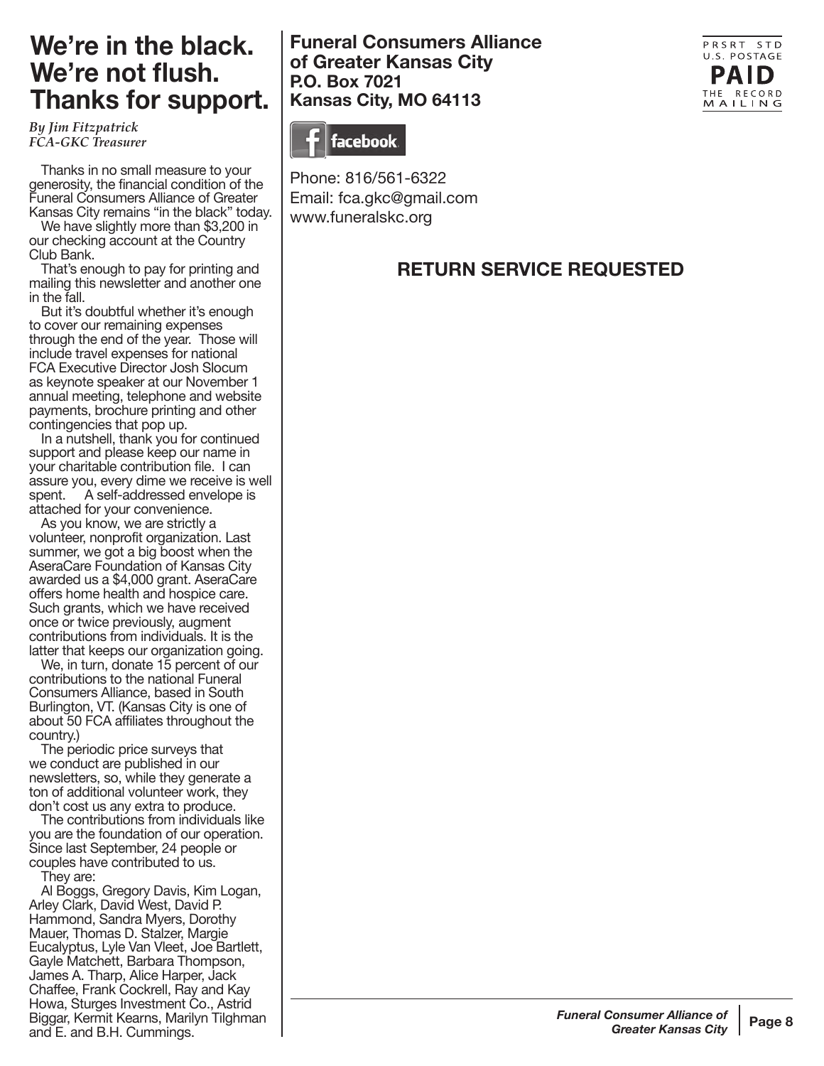# We're in the black. We're not flush. Thanks for support.

*By Jim Fitzpatrick*
*FCA-GKC Treasurer*

Thanks in no small measure to your generosity, the financial condition of the Funeral Consumers Alliance of Greater Kansas City remains "in the black" today.

We have slightly more than $3,200 in our checking account at the Country Club Bank.

That's enough to pay for printing and mailing this newsletter and another one in the fall.

But it's doubtful whether it's enough to cover our remaining expenses through the end of the year. Those will include travel expenses for national FCA Executive Director Josh Slocum as keynote speaker at our November 1 annual meeting, telephone and website payments, brochure printing and other contingencies that pop up.

In a nutshell, thank you for continued support and please keep our name in your charitable contribution file. I can assure you, every dime we receive is well spent. A self-addressed envelope is attached for your convenience.

As you know, we are strictly a volunteer, nonprofit organization. Last summer, we got a big boost when the AseraCare Foundation of Kansas City awarded us a $4,000 grant. AseraCare offers home health and hospice care. Such grants, which we have received once or twice previously, augment contributions from individuals. It is the latter that keeps our organization going.

We, in turn, donate 15 percent of our contributions to the national Funeral Consumers Alliance, based in South Burlington, VT. (Kansas City is one of about 50 FCA affiliates throughout the country.)

The periodic price surveys that we conduct are published in our newsletters, so, while they generate a ton of additional volunteer work, they don't cost us any extra to produce.

The contributions from individuals like you are the foundation of our operation. Since last September, 24 people or couples have contributed to us.

They are:

Al Boggs, Gregory Davis, Kim Logan, Arley Clark, David West, David P. Hammond, Sandra Myers, Dorothy Mauer, Thomas D. Stalzer, Margie Eucalyptus, Lyle Van Vleet, Joe Bartlett, Gayle Matchett, Barbara Thompson, James A. Tharp, Alice Harper, Jack Chaffee, Frank Cockrell, Ray and Kay Howa, Sturges Investment Co., Astrid Biggar, Kermit Kearns, Marilyn Tilghman and E. and B.H. Cummings.

**Funeral Consumers Alliance of Greater Kansas City**
**P.O. Box 7021**
**Kansas City, MO 64113**

PRSRT STD
U.S. POSTAGE
PAID
THE RECORD MAILING

facebook

Phone: 816/561-6322
Email: fca.gkc@gmail.com
www.funeralskc.org

**RETURN SERVICE REQUESTED**